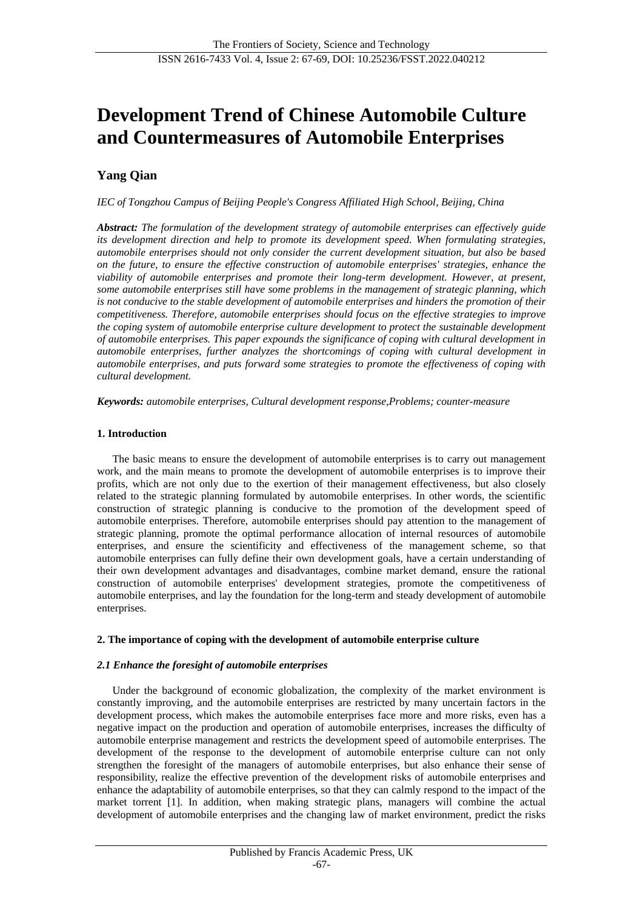# Development Trend of Chinese Automobile Culture and Countermeasures of Automobile Enterprises

**Yang Qian**

*IEC of Tongzhou Campus of Beijing People's Congress Affiliated High School, Beijing, China*

***Abstract:*** *The formulation of the development strategy of automobile enterprises can effectively guide its development direction and help to promote its development speed. When formulating strategies, automobile enterprises should not only consider the current development situation, but also be based on the future, to ensure the effective construction of automobile enterprises' strategies, enhance the viability of automobile enterprises and promote their long-term development. However, at present, some automobile enterprises still have some problems in the management of strategic planning, which is not conducive to the stable development of automobile enterprises and hinders the promotion of their competitiveness. Therefore, automobile enterprises should focus on the effective strategies to improve the coping system of automobile enterprise culture development to protect the sustainable development of automobile enterprises. This paper expounds the significance of coping with cultural development in automobile enterprises, further analyzes the shortcomings of coping with cultural development in automobile enterprises, and puts forward some strategies to promote the effectiveness of coping with cultural development.*

***Keywords:*** *automobile enterprises, Cultural development response,Problems; counter-measure*

## 1. Introduction

The basic means to ensure the development of automobile enterprises is to carry out management work, and the main means to promote the development of automobile enterprises is to improve their profits, which are not only due to the exertion of their management effectiveness, but also closely related to the strategic planning formulated by automobile enterprises. In other words, the scientific construction of strategic planning is conducive to the promotion of the development speed of automobile enterprises. Therefore, automobile enterprises should pay attention to the management of strategic planning, promote the optimal performance allocation of internal resources of automobile enterprises, and ensure the scientificity and effectiveness of the management scheme, so that automobile enterprises can fully define their own development goals, have a certain understanding of their own development advantages and disadvantages, combine market demand, ensure the rational construction of automobile enterprises' development strategies, promote the competitiveness of automobile enterprises, and lay the foundation for the long-term and steady development of automobile enterprises.

## 2. The importance of coping with the development of automobile enterprise culture

### *2.1 Enhance the foresight of automobile enterprises*

Under the background of economic globalization, the complexity of the market environment is constantly improving, and the automobile enterprises are restricted by many uncertain factors in the development process, which makes the automobile enterprises face more and more risks, even has a negative impact on the production and operation of automobile enterprises, increases the difficulty of automobile enterprise management and restricts the development speed of automobile enterprises. The development of the response to the development of automobile enterprise culture can not only strengthen the foresight of the managers of automobile enterprises, but also enhance their sense of responsibility, realize the effective prevention of the development risks of automobile enterprises and enhance the adaptability of automobile enterprises, so that they can calmly respond to the impact of the market torrent [1]. In addition, when making strategic plans, managers will combine the actual development of automobile enterprises and the changing law of market environment, predict the risks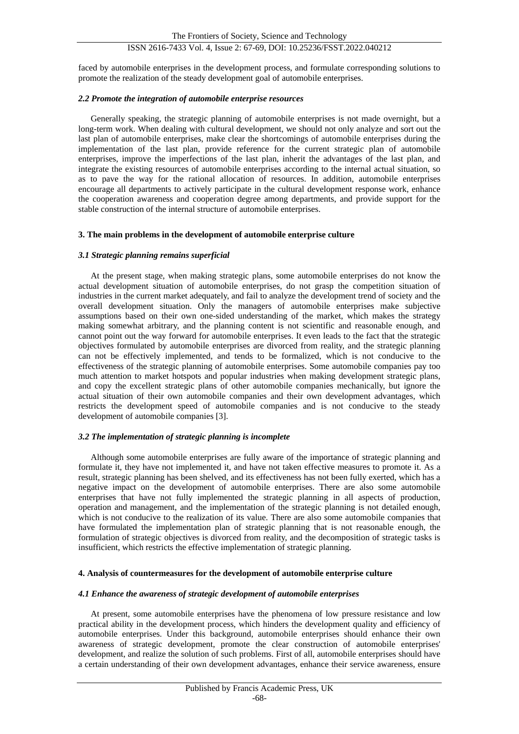faced by automobile enterprises in the development process, and formulate corresponding solutions to promote the realization of the steady development goal of automobile enterprises.

### *2.2 Promote the integration of automobile enterprise resources*

Generally speaking, the strategic planning of automobile enterprises is not made overnight, but a long-term work. When dealing with cultural development, we should not only analyze and sort out the last plan of automobile enterprises, make clear the shortcomings of automobile enterprises during the implementation of the last plan, provide reference for the current strategic plan of automobile enterprises, improve the imperfections of the last plan, inherit the advantages of the last plan, and integrate the existing resources of automobile enterprises according to the internal actual situation, so as to pave the way for the rational allocation of resources. In addition, automobile enterprises encourage all departments to actively participate in the cultural development response work, enhance the cooperation awareness and cooperation degree among departments, and provide support for the stable construction of the internal structure of automobile enterprises.

## 3. The main problems in the development of automobile enterprise culture

### *3.1 Strategic planning remains superficial*

At the present stage, when making strategic plans, some automobile enterprises do not know the actual development situation of automobile enterprises, do not grasp the competition situation of industries in the current market adequately, and fail to analyze the development trend of society and the overall development situation. Only the managers of automobile enterprises make subjective assumptions based on their own one-sided understanding of the market, which makes the strategy making somewhat arbitrary, and the planning content is not scientific and reasonable enough, and cannot point out the way forward for automobile enterprises. It even leads to the fact that the strategic objectives formulated by automobile enterprises are divorced from reality, and the strategic planning can not be effectively implemented, and tends to be formalized, which is not conducive to the effectiveness of the strategic planning of automobile enterprises. Some automobile companies pay too much attention to market hotspots and popular industries when making development strategic plans, and copy the excellent strategic plans of other automobile companies mechanically, but ignore the actual situation of their own automobile companies and their own development advantages, which restricts the development speed of automobile companies and is not conducive to the steady development of automobile companies [3].

### *3.2 The implementation of strategic planning is incomplete*

Although some automobile enterprises are fully aware of the importance of strategic planning and formulate it, they have not implemented it, and have not taken effective measures to promote it. As a result, strategic planning has been shelved, and its effectiveness has not been fully exerted, which has a negative impact on the development of automobile enterprises. There are also some automobile enterprises that have not fully implemented the strategic planning in all aspects of production, operation and management, and the implementation of the strategic planning is not detailed enough, which is not conducive to the realization of its value. There are also some automobile companies that have formulated the implementation plan of strategic planning that is not reasonable enough, the formulation of strategic objectives is divorced from reality, and the decomposition of strategic tasks is insufficient, which restricts the effective implementation of strategic planning.

## 4. Analysis of countermeasures for the development of automobile enterprise culture

### *4.1 Enhance the awareness of strategic development of automobile enterprises*

At present, some automobile enterprises have the phenomena of low pressure resistance and low practical ability in the development process, which hinders the development quality and efficiency of automobile enterprises. Under this background, automobile enterprises should enhance their own awareness of strategic development, promote the clear construction of automobile enterprises' development, and realize the solution of such problems. First of all, automobile enterprises should have a certain understanding of their own development advantages, enhance their service awareness, ensure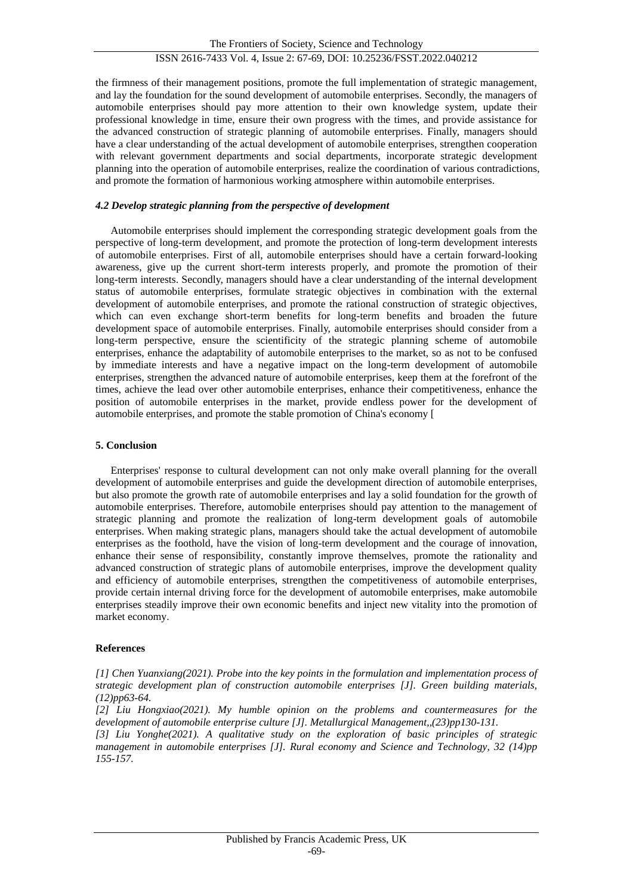the firmness of their management positions, promote the full implementation of strategic management, and lay the foundation for the sound development of automobile enterprises. Secondly, the managers of automobile enterprises should pay more attention to their own knowledge system, update their professional knowledge in time, ensure their own progress with the times, and provide assistance for the advanced construction of strategic planning of automobile enterprises. Finally, managers should have a clear understanding of the actual development of automobile enterprises, strengthen cooperation with relevant government departments and social departments, incorporate strategic development planning into the operation of automobile enterprises, realize the coordination of various contradictions, and promote the formation of harmonious working atmosphere within automobile enterprises.

### *4.2 Develop strategic planning from the perspective of development*

Automobile enterprises should implement the corresponding strategic development goals from the perspective of long-term development, and promote the protection of long-term development interests of automobile enterprises. First of all, automobile enterprises should have a certain forward-looking awareness, give up the current short-term interests properly, and promote the promotion of their long-term interests. Secondly, managers should have a clear understanding of the internal development status of automobile enterprises, formulate strategic objectives in combination with the external development of automobile enterprises, and promote the rational construction of strategic objectives, which can even exchange short-term benefits for long-term benefits and broaden the future development space of automobile enterprises. Finally, automobile enterprises should consider from a long-term perspective, ensure the scientificity of the strategic planning scheme of automobile enterprises, enhance the adaptability of automobile enterprises to the market, so as not to be confused by immediate interests and have a negative impact on the long-term development of automobile enterprises, strengthen the advanced nature of automobile enterprises, keep them at the forefront of the times, achieve the lead over other automobile enterprises, enhance their competitiveness, enhance the position of automobile enterprises in the market, provide endless power for the development of automobile enterprises, and promote the stable promotion of China's economy [

## 5. Conclusion

Enterprises' response to cultural development can not only make overall planning for the overall development of automobile enterprises and guide the development direction of automobile enterprises, but also promote the growth rate of automobile enterprises and lay a solid foundation for the growth of automobile enterprises. Therefore, automobile enterprises should pay attention to the management of strategic planning and promote the realization of long-term development goals of automobile enterprises. When making strategic plans, managers should take the actual development of automobile enterprises as the foothold, have the vision of long-term development and the courage of innovation, enhance their sense of responsibility, constantly improve themselves, promote the rationality and advanced construction of strategic plans of automobile enterprises, improve the development quality and efficiency of automobile enterprises, strengthen the competitiveness of automobile enterprises, provide certain internal driving force for the development of automobile enterprises, make automobile enterprises steadily improve their own economic benefits and inject new vitality into the promotion of market economy.

## References

*[1] Chen Yuanxiang(2021). Probe into the key points in the formulation and implementation process of strategic development plan of construction automobile enterprises [J]. Green building materials, (12)pp63-64.*

*[2] Liu Hongxiao(2021). My humble opinion on the problems and countermeasures for the development of automobile enterprise culture [J]. Metallurgical Management,,(23)pp130-131.*

*[3] Liu Yonghe(2021). A qualitative study on the exploration of basic principles of strategic management in automobile enterprises [J]. Rural economy and Science and Technology, 32 (14)pp 155-157.*